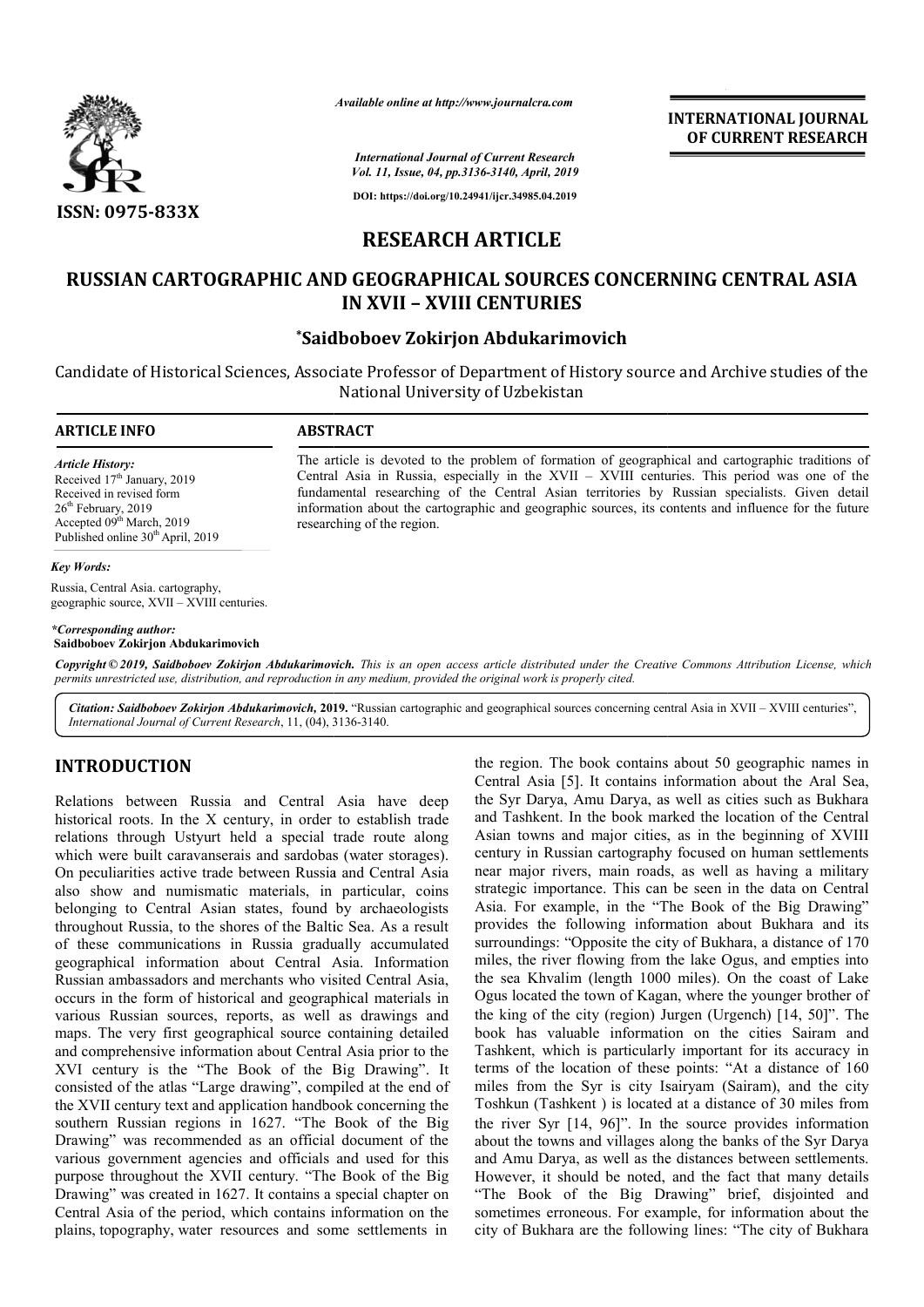*Available online at http://www.journalcra.com*

*International Journal of Current Research*
*Vol. 11, Issue, 04, pp.3136-3140, April, 2019*

**DOI: https://doi.org/10.24941/ijcr.34985.04.2019**

**INTERNATIONAL JOURNAL OF CURRENT RESEARCH**

**ISSN: 0975-833X**

# RESEARCH ARTICLE

# RUSSIAN CARTOGRAPHIC AND GEOGRAPHICAL SOURCES CONCERNING CENTRAL ASIA IN XVII – XVIII CENTURIES

**\*Saidboboev Zokirjon Abdukarimovich**

Candidate of Historical Sciences, Associate Professor of Department of History source and Archive studies of the National University of Uzbekistan

**ARTICLE INFO**

*Article History:*
Received 17th January, 2019
Received in revised form
26th February, 2019
Accepted 09th March, 2019
Published online 30th April, 2019

*Key Words:*
Russia, Central Asia. cartography, geographic source, XVII – XVIII centuries.

***Corresponding author:**
**Saidboboev Zokirjon Abdukarimovich**

**ABSTRACT**

The article is devoted to the problem of formation of geographical and cartographic traditions of Central Asia in Russia, especially in the XVII – XVIII centuries. This period was one of the fundamental researching of the Central Asian territories by Russian specialists. Given detail information about the cartographic and geographic sources, its contents and influence for the future researching of the region.

***Copyright © 2019, Saidboboev Zokirjon Abdukarimovich.*** *This is an open access article distributed under the Creative Commons Attribution License, which permits unrestricted use, distribution, and reproduction in any medium, provided the original work is properly cited.*

***Citation: Saidboboev Zokirjon Abdukarimovich,* 2019.** "Russian cartographic and geographical sources concerning central Asia in XVII – XVIII centuries", *International Journal of Current Research*, 11, (04), 3136-3140.

## INTRODUCTION

Relations between Russia and Central Asia have deep historical roots. In the X century, in order to establish trade relations through Ustyurt held a special trade route along which were built caravanserais and sardobas (water storages). On peculiarities active trade between Russia and Central Asia also show and numismatic materials, in particular, coins belonging to Central Asian states, found by archaeologists throughout Russia, to the shores of the Baltic Sea. As a result of these communications in Russia gradually accumulated geographical information about Central Asia. Information Russian ambassadors and merchants who visited Central Asia, occurs in the form of historical and geographical materials in various Russian sources, reports, as well as drawings and maps. The very first geographical source containing detailed and comprehensive information about Central Asia prior to the XVI century is the "The Book of the Big Drawing". It consisted of the atlas "Large drawing", compiled at the end of the XVII century text and application handbook concerning the southern Russian regions in 1627. "The Book of the Big Drawing" was recommended as an official document of the various government agencies and officials and used for this purpose throughout the XVII century. "The Book of the Big Drawing" was created in 1627. It contains a special chapter on Central Asia of the period, which contains information on the plains, topography, water resources and some settlements in the region. The book contains about 50 geographic names in Central Asia [5]. It contains information about the Aral Sea, the Syr Darya, Amu Darya, as well as cities such as Bukhara and Tashkent. In the book marked the location of the Central Asian towns and major cities, as in the beginning of XVIII century in Russian cartography focused on human settlements near major rivers, main roads, as well as having a military strategic importance. This can be seen in the data on Central Asia. For example, in the "The Book of the Big Drawing" provides the following information about Bukhara and its surroundings: "Opposite the city of Bukhara, a distance of 170 miles, the river flowing from the lake Ogus, and empties into the sea Khvalim (length 1000 miles). On the coast of Lake Ogus located the town of Kagan, where the younger brother of the king of the city (region) Jurgen (Urgench) [14, 50]". The book has valuable information on the cities Sairam and Tashkent, which is particularly important for its accuracy in terms of the location of these points: "At a distance of 160 miles from the Syr is city Isairyam (Sairam), and the city Toshkun (Tashkent ) is located at a distance of 30 miles from the river Syr [14, 96]". In the source provides information about the towns and villages along the banks of the Syr Darya and Amu Darya, as well as the distances between settlements. However, it should be noted, and the fact that many details "The Book of the Big Drawing" brief, disjointed and sometimes erroneous. For example, for information about the city of Bukhara are the following lines: "The city of Bukhara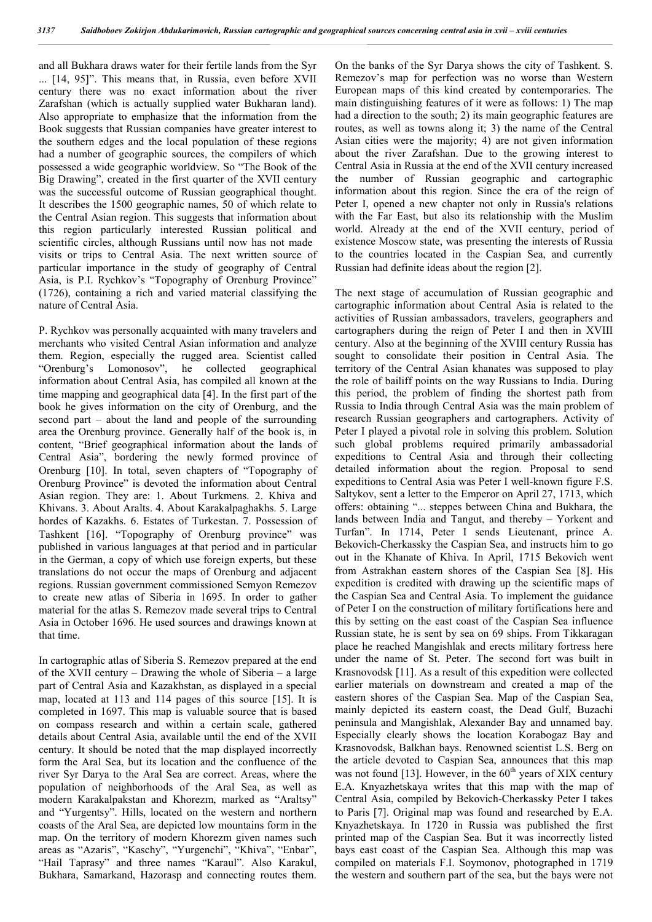and all Bukhara draws water for their fertile lands from the Syr ... [14, 95]". This means that, in Russia, even before XVII century there was no exact information about the river Zarafshan (which is actually supplied water Bukharan land). Also appropriate to emphasize that the information from the Book suggests that Russian companies have greater interest to the southern edges and the local population of these regions had a number of geographic sources, the compilers of which possessed a wide geographic worldview. So "The Book of the Big Drawing", created in the first quarter of the XVII century was the successful outcome of Russian geographical thought. It describes the 1500 geographic names, 50 of which relate to the Central Asian region. This suggests that information about this region particularly interested Russian political and scientific circles, although Russians until now has not made visits or trips to Central Asia. The next written source of particular importance in the study of geography of Central Asia, is P.I. Rychkov's "Topography of Orenburg Province" (1726), containing a rich and varied material classifying the nature of Central Asia.

P. Rychkov was personally acquainted with many travelers and merchants who visited Central Asian information and analyze them. Region, especially the rugged area. Scientist called "Orenburg's Lomonosov", he collected geographical information about Central Asia, has compiled all known at the time mapping and geographical data [4]. In the first part of the book he gives information on the city of Orenburg, and the second part – about the land and people of the surrounding area the Orenburg province. Generally half of the book is, in content, "Brief geographical information about the lands of Central Asia", bordering the newly formed province of Orenburg [10]. In total, seven chapters of "Topography of Orenburg Province" is devoted the information about Central Asian region. They are: 1. About Turkmens. 2. Khiva and Khivans. 3. About Aralts. 4. About Karakalpaghakhs. 5. Large hordes of Kazakhs. 6. Estates of Turkestan. 7. Possession of Tashkent [16]. "Topography of Orenburg province" was published in various languages at that period and in particular in the German, a copy of which use foreign experts, but these translations do not occur the maps of Orenburg and adjacent regions. Russian government commissioned Semyon Remezov to create new atlas of Siberia in 1695. In order to gather material for the atlas S. Remezov made several trips to Central Asia in October 1696. He used sources and drawings known at that time.

In cartographic atlas of Siberia S. Remezov prepared at the end of the XVII century – Drawing the whole of Siberia – a large part of Central Asia and Kazakhstan, as displayed in a special map, located at 113 and 114 pages of this source [15]. It is completed in 1697. This map is valuable source that is based on compass research and within a certain scale, gathered details about Central Asia, available until the end of the XVII century. It should be noted that the map displayed incorrectly form the Aral Sea, but its location and the confluence of the river Syr Darya to the Aral Sea are correct. Areas, where the population of neighborhoods of the Aral Sea, as well as modern Karakalpakstan and Khorezm, marked as "Araltsy" and "Yurgentsy". Hills, located on the western and northern coasts of the Aral Sea, are depicted low mountains form in the map. On the territory of modern Khorezm given names such areas as "Azaris", "Kaschy", "Yurgenchi", "Khiva", "Enbar", "Hail Taprasy" and three names "Karaul". Also Karakul, Bukhara, Samarkand, Hazorasp and connecting routes them. On the banks of the Syr Darya shows the city of Tashkent. S. Remezov's map for perfection was no worse than Western European maps of this kind created by contemporaries. The main distinguishing features of it were as follows: 1) The map had a direction to the south; 2) its main geographic features are routes, as well as towns along it; 3) the name of the Central Asian cities were the majority; 4) are not given information about the river Zarafshan. Due to the growing interest to Central Asia in Russia at the end of the XVII century increased the number of Russian geographic and cartographic information about this region. Since the era of the reign of Peter I, opened a new chapter not only in Russia's relations with the Far East, but also its relationship with the Muslim world. Already at the end of the XVII century, period of existence Moscow state, was presenting the interests of Russia to the countries located in the Caspian Sea, and currently Russian had definite ideas about the region [2].

The next stage of accumulation of Russian geographic and cartographic information about Central Asia is related to the activities of Russian ambassadors, travelers, geographers and cartographers during the reign of Peter I and then in XVIII century. Also at the beginning of the XVIII century Russia has sought to consolidate their position in Central Asia. The territory of the Central Asian khanates was supposed to play the role of bailiff points on the way Russians to India. During this period, the problem of finding the shortest path from Russia to India through Central Asia was the main problem of research Russian geographers and cartographers. Activity of Peter I played a pivotal role in solving this problem. Solution such global problems required primarily ambassadorial expeditions to Central Asia and through their collecting detailed information about the region. Proposal to send expeditions to Central Asia was Peter I well-known figure F.S. Saltykov, sent a letter to the Emperor on April 27, 1713, which offers: obtaining "... steppes between China and Bukhara, the lands between India and Tangut, and thereby – Yorkent and Turfan". In 1714, Peter I sends Lieutenant, prince A. Bekovich-Cherkassky the Caspian Sea, and instructs him to go out in the Khanate of Khiva. In April, 1715 Bekovich went from Astrakhan eastern shores of the Caspian Sea [8]. His expedition is credited with drawing up the scientific maps of the Caspian Sea and Central Asia. To implement the guidance of Peter I on the construction of military fortifications here and this by setting on the east coast of the Caspian Sea influence Russian state, he is sent by sea on 69 ships. From Tikkaragan place he reached Mangishlak and erects military fortress here under the name of St. Peter. The second fort was built in Krasnovodsk [11]. As a result of this expedition were collected earlier materials on downstream and created a map of the eastern shores of the Caspian Sea. Map of the Caspian Sea, mainly depicted its eastern coast, the Dead Gulf, Buzachi peninsula and Mangishlak, Alexander Bay and unnamed bay. Especially clearly shows the location Korabogaz Bay and Krasnovodsk, Balkhan bays. Renowned scientist L.S. Berg on the article devoted to Caspian Sea, announces that this map was not found [13]. However, in the 60th years of XIX century E.A. Knyazhetskaya writes that this map with the map of Central Asia, compiled by Bekovich-Cherkassky Peter I takes to Paris [7]. Original map was found and researched by E.A. Knyazhetskaya. In 1720 in Russia was published the first printed map of the Caspian Sea. But it was incorrectly listed bays east coast of the Caspian Sea. Although this map was compiled on materials F.I. Soymonov, photographed in 1719 the western and southern part of the sea, but the bays were not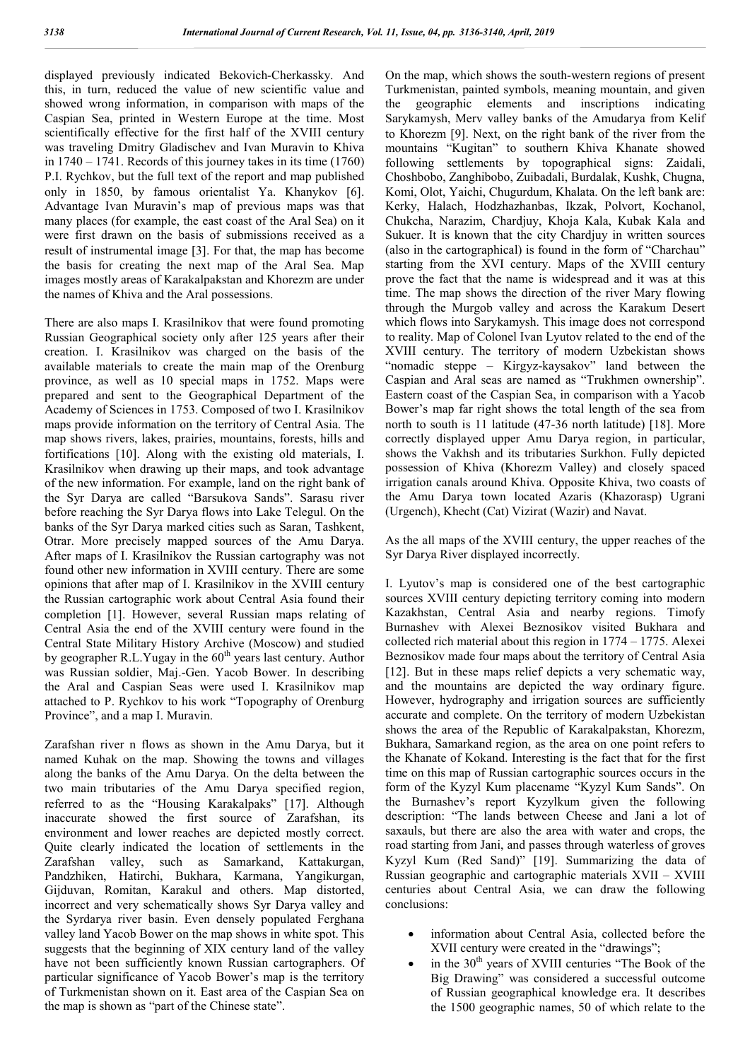displayed previously indicated Bekovich-Cherkassky. And this, in turn, reduced the value of new scientific value and showed wrong information, in comparison with maps of the Caspian Sea, printed in Western Europe at the time. Most scientifically effective for the first half of the XVIII century was traveling Dmitry Gladischev and Ivan Muravin to Khiva in 1740 – 1741. Records of this journey takes in its time (1760) P.I. Rychkov, but the full text of the report and map published only in 1850, by famous orientalist Ya. Khanykov [6]. Advantage Ivan Muravin's map of previous maps was that many places (for example, the east coast of the Aral Sea) on it were first drawn on the basis of submissions received as a result of instrumental image [3]. For that, the map has become the basis for creating the next map of the Aral Sea. Map images mostly areas of Karakalpakstan and Khorezm are under the names of Khiva and the Aral possessions.

There are also maps I. Krasilnikov that were found promoting Russian Geographical society only after 125 years after their creation. I. Krasilnikov was charged on the basis of the available materials to create the main map of the Orenburg province, as well as 10 special maps in 1752. Maps were prepared and sent to the Geographical Department of the Academy of Sciences in 1753. Composed of two I. Krasilnikov maps provide information on the territory of Central Asia. The map shows rivers, lakes, prairies, mountains, forests, hills and fortifications [10]. Along with the existing old materials, I. Krasilnikov when drawing up their maps, and took advantage of the new information. For example, land on the right bank of the Syr Darya are called "Barsukova Sands". Sarasu river before reaching the Syr Darya flows into Lake Telegul. On the banks of the Syr Darya marked cities such as Saran, Tashkent, Otrar. More precisely mapped sources of the Amu Darya. After maps of I. Krasilnikov the Russian cartography was not found other new information in XVIII century. There are some opinions that after map of I. Krasilnikov in the XVIII century the Russian cartographic work about Central Asia found their completion [1]. However, several Russian maps relating of Central Asia the end of the XVIII century were found in the Central State Military History Archive (Moscow) and studied by geographer R.L.Yugay in the 60th years last century. Author was Russian soldier, Maj.-Gen. Yacob Bower. In describing the Aral and Caspian Seas were used I. Krasilnikov map attached to P. Rychkov to his work "Topography of Orenburg Province", and a map I. Muravin.

Zarafshan river n flows as shown in the Amu Darya, but it named Kuhak on the map. Showing the towns and villages along the banks of the Amu Darya. On the delta between the two main tributaries of the Amu Darya specified region, referred to as the "Housing Karakalpaks" [17]. Although inaccurate showed the first source of Zarafshan, its environment and lower reaches are depicted mostly correct. Quite clearly indicated the location of settlements in the Zarafshan valley, such as Samarkand, Kattakurgan, Pandzhiken, Hatirchi, Bukhara, Karmana, Yangikurgan, Gijduvan, Romitan, Karakul and others. Map distorted, incorrect and very schematically shows Syr Darya valley and the Syrdarya river basin. Even densely populated Ferghana valley land Yacob Bower on the map shows in white spot. This suggests that the beginning of XIX century land of the valley have not been sufficiently known Russian cartographers. Of particular significance of Yacob Bower's map is the territory of Turkmenistan shown on it. East area of the Caspian Sea on the map is shown as "part of the Chinese state".

On the map, which shows the south-western regions of present Turkmenistan, painted symbols, meaning mountain, and given the geographic elements and inscriptions indicating Sarykamysh, Merv valley banks of the Amudarya from Kelif to Khorezm [9]. Next, on the right bank of the river from the mountains "Kugitan" to southern Khiva Khanate showed following settlements by topographical signs: Zaidali, Choshbobo, Zanghibobo, Zuibadali, Burdalak, Kushk, Chugna, Komi, Olot, Yaichi, Chugurdum, Khalata. On the left bank are: Kerky, Halach, Hodzhazhanbas, Ikzak, Polvort, Kochanol, Chukcha, Narazim, Chardjuy, Khoja Kala, Kubak Kala and Sukuer. It is known that the city Chardjuy in written sources (also in the cartographical) is found in the form of "Charchau" starting from the XVI century. Maps of the XVIII century prove the fact that the name is widespread and it was at this time. The map shows the direction of the river Mary flowing through the Murgob valley and across the Karakum Desert which flows into Sarykamysh. This image does not correspond to reality. Map of Colonel Ivan Lyutov related to the end of the XVIII century. The territory of modern Uzbekistan shows "nomadic steppe – Kirgyz-kaysakov" land between the Caspian and Aral seas are named as "Trukhmen ownership". Eastern coast of the Caspian Sea, in comparison with a Yacob Bower's map far right shows the total length of the sea from north to south is 11 latitude (47-36 north latitude) [18]. More correctly displayed upper Amu Darya region, in particular, shows the Vakhsh and its tributaries Surkhon. Fully depicted possession of Khiva (Khorezm Valley) and closely spaced irrigation canals around Khiva. Opposite Khiva, two coasts of the Amu Darya town located Azaris (Khazorasp) Ugrani (Urgench), Khecht (Cat) Vizirat (Wazir) and Navat.

As the all maps of the XVIII century, the upper reaches of the Syr Darya River displayed incorrectly.

I. Lyutov's map is considered one of the best cartographic sources XVIII century depicting territory coming into modern Kazakhstan, Central Asia and nearby regions. Timofy Burnashev with Alexei Beznosikov visited Bukhara and collected rich material about this region in 1774 – 1775. Alexei Beznosikov made four maps about the territory of Central Asia [12]. But in these maps relief depicts a very schematic way, and the mountains are depicted the way ordinary figure. However, hydrography and irrigation sources are sufficiently accurate and complete. On the territory of modern Uzbekistan shows the area of the Republic of Karakalpakstan, Khorezm, Bukhara, Samarkand region, as the area on one point refers to the Khanate of Kokand. Interesting is the fact that for the first time on this map of Russian cartographic sources occurs in the form of the Kyzyl Kum placename "Kyzyl Kum Sands". On the Burnashev's report Kyzylkum given the following description: "The lands between Cheese and Jani a lot of saxauls, but there are also the area with water and crops, the road starting from Jani, and passes through waterless of groves Kyzyl Kum (Red Sand)" [19]. Summarizing the data of Russian geographic and cartographic materials XVII – XVIII centuries about Central Asia, we can draw the following conclusions:

- information about Central Asia, collected before the XVII century were created in the "drawings";
- in the 30th years of XVIII centuries "The Book of the Big Drawing" was considered a successful outcome of Russian geographical knowledge era. It describes the 1500 geographic names, 50 of which relate to the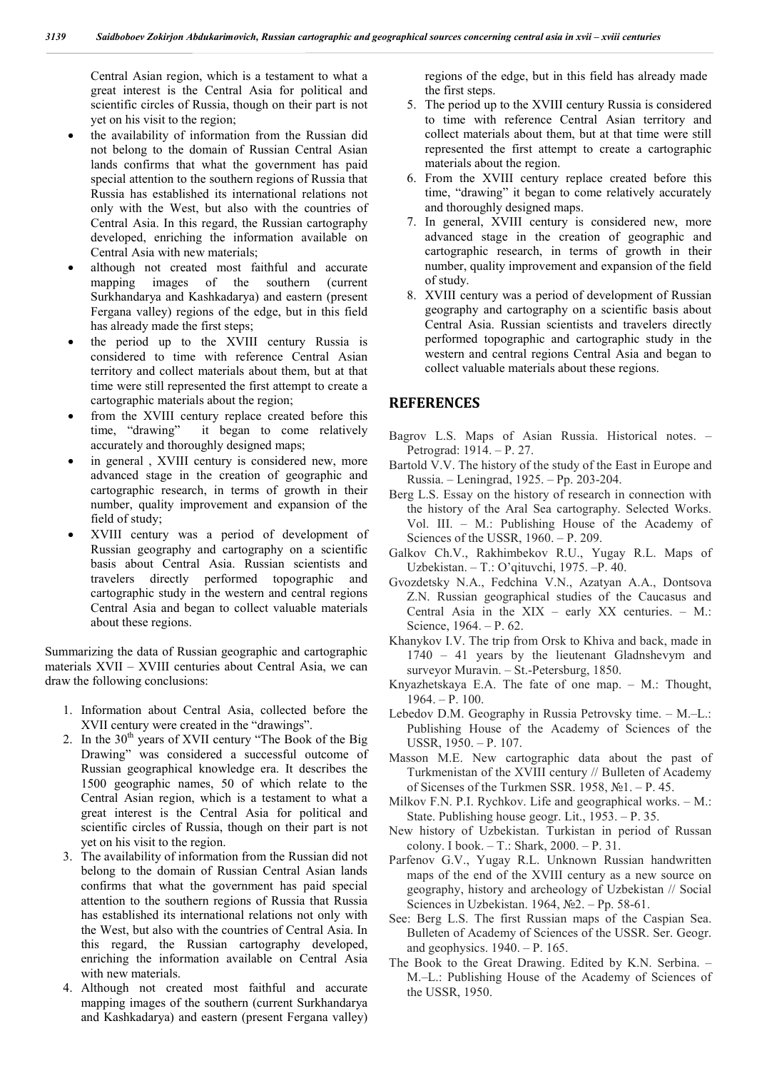Central Asian region, which is a testament to what a great interest is the Central Asia for political and scientific circles of Russia, though on their part is not yet on his visit to the region;

- the availability of information from the Russian did not belong to the domain of Russian Central Asian lands confirms that what the government has paid special attention to the southern regions of Russia that Russia has established its international relations not only with the West, but also with the countries of Central Asia. In this regard, the Russian cartography developed, enriching the information available on Central Asia with new materials;
- although not created most faithful and accurate mapping images of the southern (current Surkhandarya and Kashkadarya) and eastern (present Fergana valley) regions of the edge, but in this field has already made the first steps;
- the period up to the XVIII century Russia is considered to time with reference Central Asian territory and collect materials about them, but at that time were still represented the first attempt to create a cartographic materials about the region;
- from the XVIII century replace created before this time, "drawing" it began to come relatively accurately and thoroughly designed maps;
- in general , XVIII century is considered new, more advanced stage in the creation of geographic and cartographic research, in terms of growth in their number, quality improvement and expansion of the field of study;
- XVIII century was a period of development of Russian geography and cartography on a scientific basis about Central Asia. Russian scientists and travelers directly performed topographic and cartographic study in the western and central regions Central Asia and began to collect valuable materials about these regions.

Summarizing the data of Russian geographic and cartographic materials XVII – XVIII centuries about Central Asia, we can draw the following conclusions:

1. Information about Central Asia, collected before the XVII century were created in the "drawings".
2. In the 30[th] years of XVII century "The Book of the Big Drawing" was considered a successful outcome of Russian geographical knowledge era. It describes the 1500 geographic names, 50 of which relate to the Central Asian region, which is a testament to what a great interest is the Central Asia for political and scientific circles of Russia, though on their part is not yet on his visit to the region.
3. The availability of information from the Russian did not belong to the domain of Russian Central Asian lands confirms that what the government has paid special attention to the southern regions of Russia that Russia has established its international relations not only with the West, but also with the countries of Central Asia. In this regard, the Russian cartography developed, enriching the information available on Central Asia with new materials.
4. Although not created most faithful and accurate mapping images of the southern (current Surkhandarya and Kashkadarya) and eastern (present Fergana valley) regions of the edge, but in this field has already made the first steps.
5. The period up to the XVIII century Russia is considered to time with reference Central Asian territory and collect materials about them, but at that time were still represented the first attempt to create a cartographic materials about the region.
6. From the XVIII century replace created before this time, "drawing" it began to come relatively accurately and thoroughly designed maps.
7. In general, XVIII century is considered new, more advanced stage in the creation of geographic and cartographic research, in terms of growth in their number, quality improvement and expansion of the field of study.
8. XVIII century was a period of development of Russian geography and cartography on a scientific basis about Central Asia. Russian scientists and travelers directly performed topographic and cartographic study in the western and central regions Central Asia and began to collect valuable materials about these regions.

## REFERENCES

Bagrov L.S. Maps of Asian Russia. Historical notes. – Petrograd: 1914. – P. 27.

Bartold V.V. The history of the study of the East in Europe and Russia. – Leningrad, 1925. – Pp. 203-204.

Berg L.S. Essay on the history of research in connection with the history of the Aral Sea cartography. Selected Works. Vol. III. – M.: Publishing House of the Academy of Sciences of the USSR, 1960. – P. 209.

Galkov Ch.V., Rakhimbekov R.U., Yugay R.L. Maps of Uzbekistan. – T.: O'qituvchi, 1975. –P. 40.

Gvozdetsky N.A., Fedchina V.N., Azatyan A.A., Dontsova Z.N. Russian geographical studies of the Caucasus and Central Asia in the XIX – early XX centuries. – M.: Science, 1964. – P. 62.

Khanykov I.V. The trip from Orsk to Khiva and back, made in 1740 – 41 years by the lieutenant Gladnshevym and surveyor Muravin. – St.-Petersburg, 1850.

Knyazhetskaya E.A. The fate of one map. – M.: Thought, 1964. – P. 100.

Lebedov D.M. Geography in Russia Petrovsky time. – M.–L.: Publishing House of the Academy of Sciences of the USSR, 1950. – P. 107.

Masson M.E. New cartographic data about the past of Turkmenistan of the XVIII century // Bulleten of Academy of Sicenses of the Turkmen SSR. 1958, №1. – P. 45.

Milkov F.N. P.I. Rychkov. Life and geographical works. – M.: State. Publishing house geogr. Lit., 1953. – P. 35.

New history of Uzbekistan. Turkistan in period of Russan colony. I book. – T.: Shark, 2000. – P. 31.

Parfenov G.V., Yugay R.L. Unknown Russian handwritten maps of the end of the XVIII century as a new source on geography, history and archeology of Uzbekistan // Social Sciences in Uzbekistan. 1964, №2. – Pp. 58-61.

See: Berg L.S. The first Russian maps of the Caspian Sea. Bulleten of Academy of Sciences of the USSR. Ser. Geogr. and geophysics. 1940. – P. 165.

The Book to the Great Drawing. Edited by K.N. Serbina. – M.–L.: Publishing House of the Academy of Sciences of the USSR, 1950.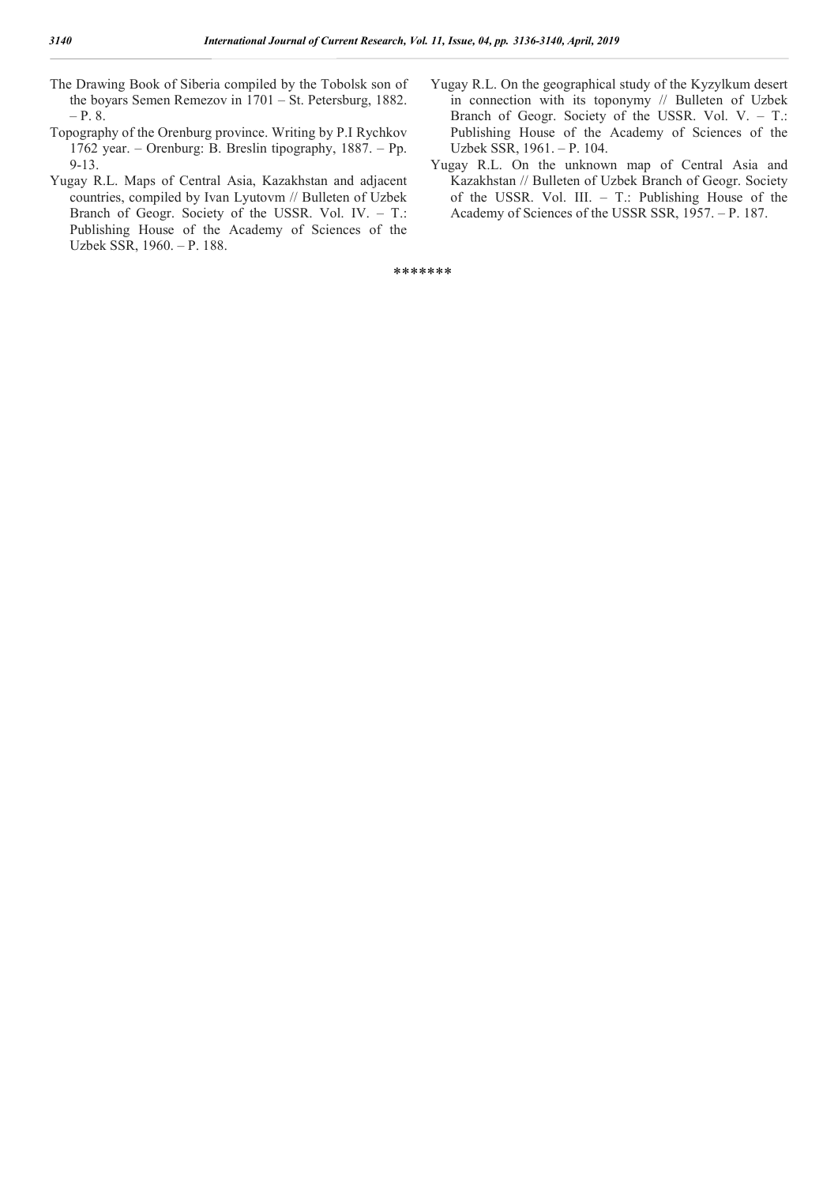The Drawing Book of Siberia compiled by the Tobolsk son of the boyars Semen Remezov in 1701 – St. Petersburg, 1882. – P. 8.

Topography of the Orenburg province. Writing by P.I Rychkov 1762 year. – Orenburg: B. Breslin tipography, 1887. – Pp. 9-13.

Yugay R.L. Maps of Central Asia, Kazakhstan and adjacent countries, compiled by Ivan Lyutovm // Bulleten of Uzbek Branch of Geogr. Society of the USSR. Vol. IV. – T.: Publishing House of the Academy of Sciences of the Uzbek SSR, 1960. – P. 188.

Yugay R.L. On the geographical study of the Kyzylkum desert in connection with its toponymy // Bulleten of Uzbek Branch of Geogr. Society of the USSR. Vol. V. – T.: Publishing House of the Academy of Sciences of the Uzbek SSR, 1961. – P. 104.

Yugay R.L. On the unknown map of Central Asia and Kazakhstan // Bulleten of Uzbek Branch of Geogr. Society of the USSR. Vol. III. – T.: Publishing House of the Academy of Sciences of the USSR SSR, 1957. – P. 187.

*******